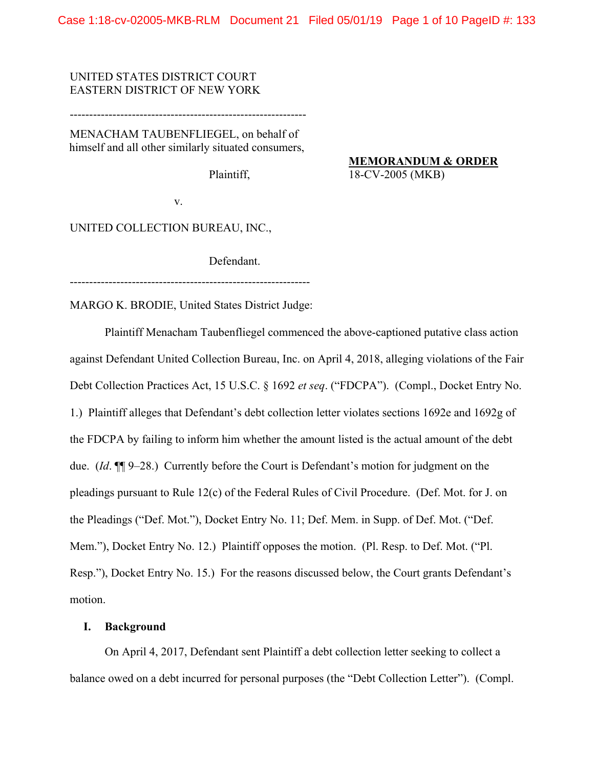UNITED STATES DISTRICT COURT
EASTERN DISTRICT OF NEW YORK

---

MENACHAM TAUBENFLIEGEL, on behalf of himself and all other similarly situated consumers,

Plaintiff,

v.

UNITED COLLECTION BUREAU, INC.,

Defendant.

---

**MEMORANDUM & ORDER**
18-CV-2005 (MKB)

MARGO K. BRODIE, United States District Judge:

Plaintiff Menacham Taubenfliegel commenced the above-captioned putative class action against Defendant United Collection Bureau, Inc. on April 4, 2018, alleging violations of the Fair Debt Collection Practices Act, 15 U.S.C. § 1692 *et seq*. ("FDCPA"). (Compl., Docket Entry No. 1.) Plaintiff alleges that Defendant's debt collection letter violates sections 1692e and 1692g of the FDCPA by failing to inform him whether the amount listed is the actual amount of the debt due. (*Id*. ¶¶ 9–28.) Currently before the Court is Defendant's motion for judgment on the pleadings pursuant to Rule 12(c) of the Federal Rules of Civil Procedure. (Def. Mot. for J. on the Pleadings ("Def. Mot."), Docket Entry No. 11; Def. Mem. in Supp. of Def. Mot. ("Def. Mem."), Docket Entry No. 12.) Plaintiff opposes the motion. (Pl. Resp. to Def. Mot. ("Pl. Resp."), Docket Entry No. 15.) For the reasons discussed below, the Court grants Defendant's motion.

## I. Background

On April 4, 2017, Defendant sent Plaintiff a debt collection letter seeking to collect a balance owed on a debt incurred for personal purposes (the "Debt Collection Letter"). (Compl.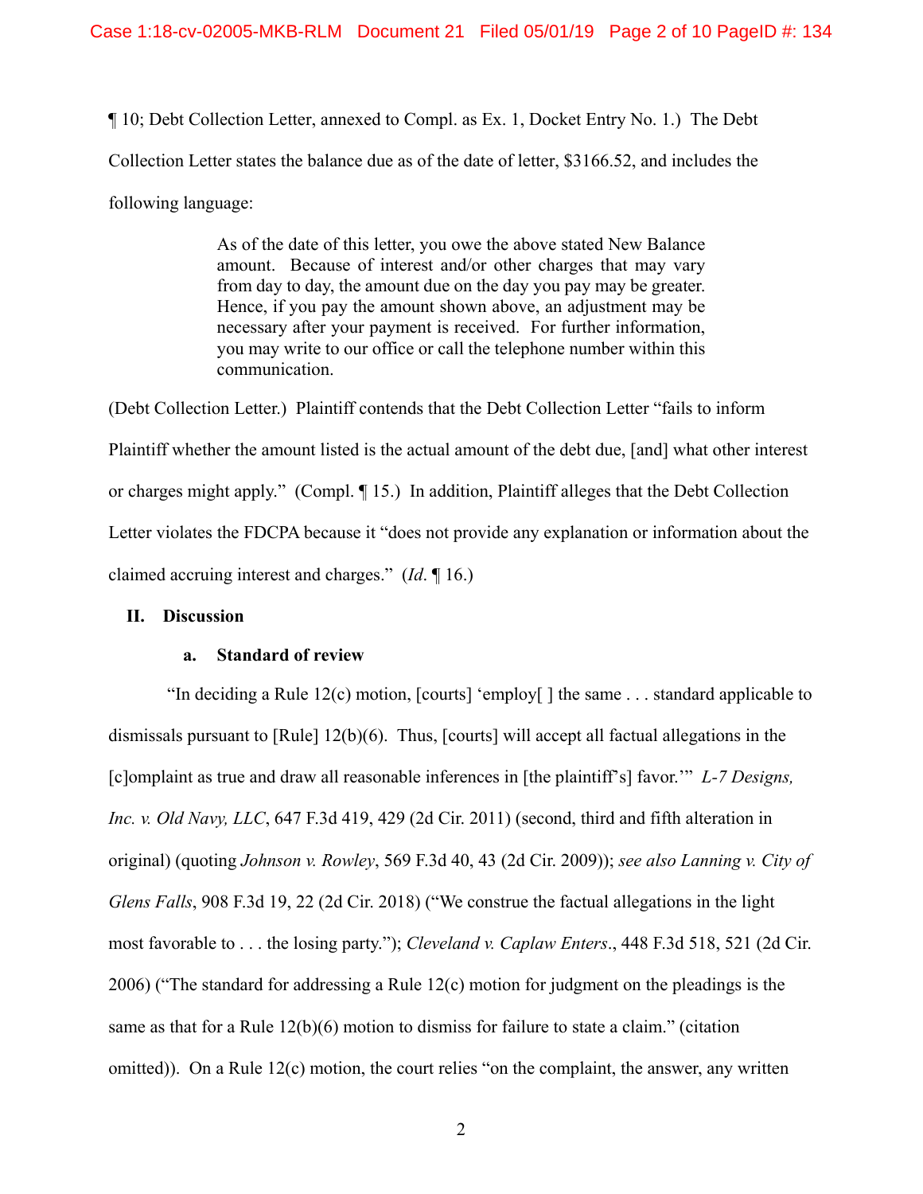¶ 10; Debt Collection Letter, annexed to Compl. as Ex. 1, Docket Entry No. 1.) The Debt Collection Letter states the balance due as of the date of letter, $3166.52, and includes the following language:

> As of the date of this letter, you owe the above stated New Balance amount. Because of interest and/or other charges that may vary from day to day, the amount due on the day you pay may be greater. Hence, if you pay the amount shown above, an adjustment may be necessary after your payment is received. For further information, you may write to our office or call the telephone number within this communication.

(Debt Collection Letter.) Plaintiff contends that the Debt Collection Letter "fails to inform Plaintiff whether the amount listed is the actual amount of the debt due, [and] what other interest or charges might apply." (Compl. ¶ 15.) In addition, Plaintiff alleges that the Debt Collection Letter violates the FDCPA because it "does not provide any explanation or information about the claimed accruing interest and charges." (*Id*. ¶ 16.)

## II. Discussion

### a. Standard of review

"In deciding a Rule 12(c) motion, [courts] 'employ[ ] the same . . . standard applicable to dismissals pursuant to [Rule] 12(b)(6). Thus, [courts] will accept all factual allegations in the [c]omplaint as true and draw all reasonable inferences in [the plaintiff's] favor.'" *L-7 Designs, Inc. v. Old Navy, LLC*, 647 F.3d 419, 429 (2d Cir. 2011) (second, third and fifth alteration in original) (quoting *Johnson v. Rowley*, 569 F.3d 40, 43 (2d Cir. 2009)); *see also Lanning v. City of Glens Falls*, 908 F.3d 19, 22 (2d Cir. 2018) ("We construe the factual allegations in the light most favorable to . . . the losing party."); *Cleveland v. Caplaw Enters*., 448 F.3d 518, 521 (2d Cir. 2006) ("The standard for addressing a Rule 12(c) motion for judgment on the pleadings is the same as that for a Rule 12(b)(6) motion to dismiss for failure to state a claim." (citation omitted)). On a Rule 12(c) motion, the court relies "on the complaint, the answer, any written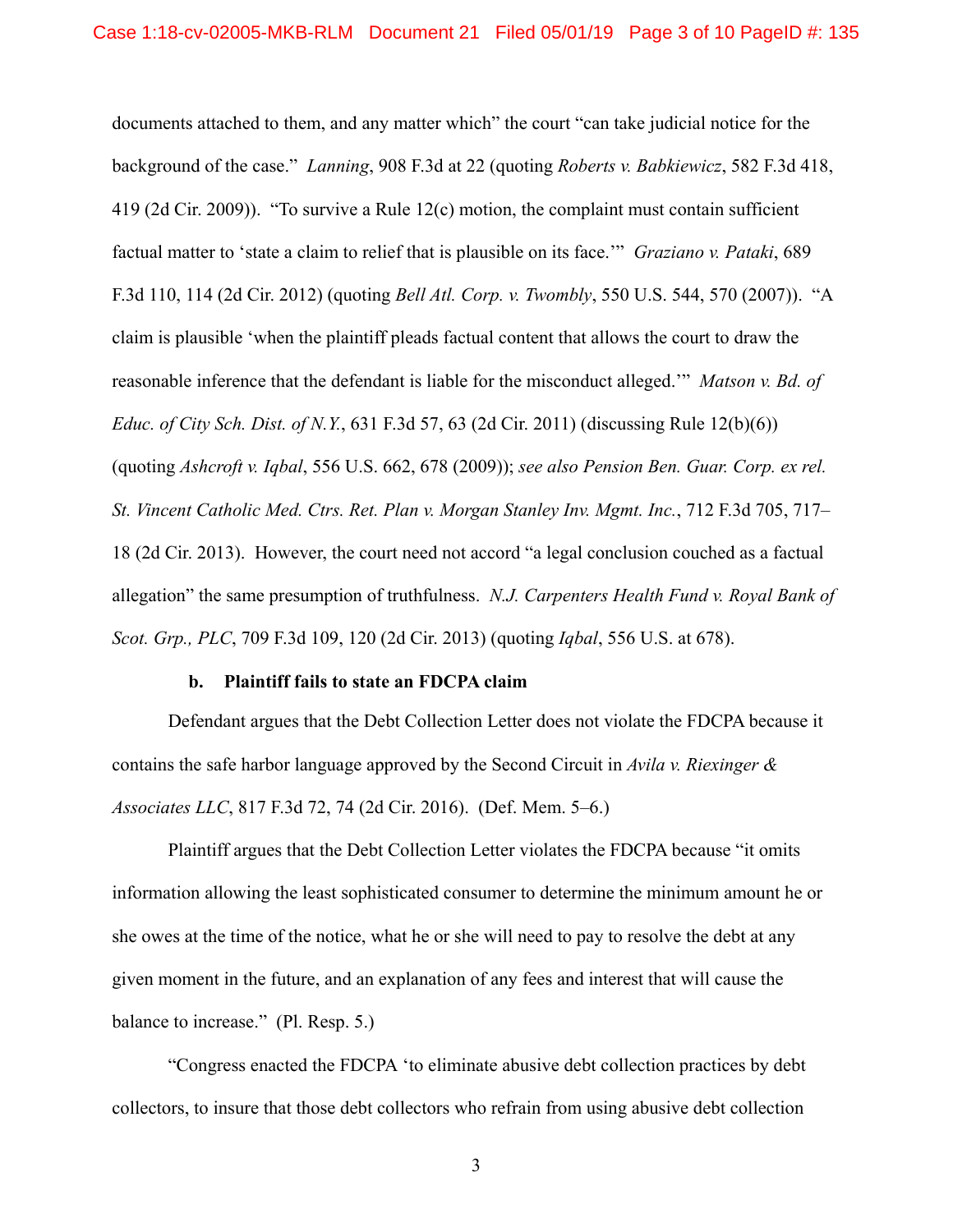documents attached to them, and any matter which" the court "can take judicial notice for the background of the case." *Lanning*, 908 F.3d at 22 (quoting *Roberts v. Babkiewicz*, 582 F.3d 418, 419 (2d Cir. 2009)). "To survive a Rule 12(c) motion, the complaint must contain sufficient factual matter to 'state a claim to relief that is plausible on its face.'" *Graziano v. Pataki*, 689 F.3d 110, 114 (2d Cir. 2012) (quoting *Bell Atl. Corp. v. Twombly*, 550 U.S. 544, 570 (2007)). "A claim is plausible 'when the plaintiff pleads factual content that allows the court to draw the reasonable inference that the defendant is liable for the misconduct alleged.'" *Matson v. Bd. of Educ. of City Sch. Dist. of N.Y.*, 631 F.3d 57, 63 (2d Cir. 2011) (discussing Rule 12(b)(6)) (quoting *Ashcroft v. Iqbal*, 556 U.S. 662, 678 (2009)); *see also Pension Ben. Guar. Corp. ex rel. St. Vincent Catholic Med. Ctrs. Ret. Plan v. Morgan Stanley Inv. Mgmt. Inc.*, 712 F.3d 705, 717–18 (2d Cir. 2013). However, the court need not accord "a legal conclusion couched as a factual allegation" the same presumption of truthfulness. *N.J. Carpenters Health Fund v. Royal Bank of Scot. Grp., PLC*, 709 F.3d 109, 120 (2d Cir. 2013) (quoting *Iqbal*, 556 U.S. at 678).

**b. Plaintiff fails to state an FDCPA claim**

Defendant argues that the Debt Collection Letter does not violate the FDCPA because it contains the safe harbor language approved by the Second Circuit in *Avila v. Riexinger & Associates LLC*, 817 F.3d 72, 74 (2d Cir. 2016). (Def. Mem. 5–6.)

Plaintiff argues that the Debt Collection Letter violates the FDCPA because "it omits information allowing the least sophisticated consumer to determine the minimum amount he or she owes at the time of the notice, what he or she will need to pay to resolve the debt at any given moment in the future, and an explanation of any fees and interest that will cause the balance to increase." (Pl. Resp. 5.)

"Congress enacted the FDCPA 'to eliminate abusive debt collection practices by debt collectors, to insure that those debt collectors who refrain from using abusive debt collection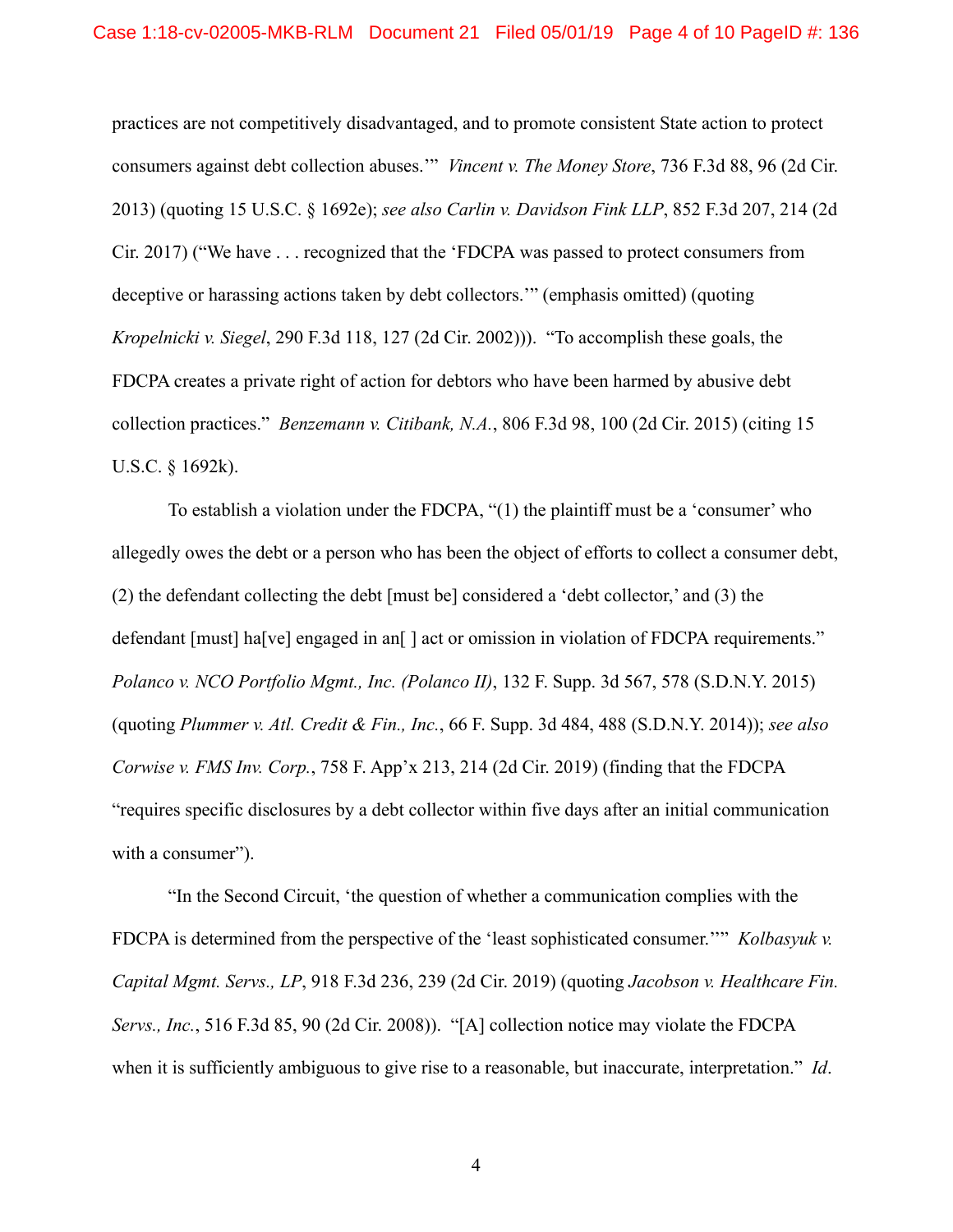practices are not competitively disadvantaged, and to promote consistent State action to protect consumers against debt collection abuses.'" *Vincent v. The Money Store*, 736 F.3d 88, 96 (2d Cir. 2013) (quoting 15 U.S.C. § 1692e); *see also Carlin v. Davidson Fink LLP*, 852 F.3d 207, 214 (2d Cir. 2017) ("We have . . . recognized that the 'FDCPA was passed to protect consumers from deceptive or harassing actions taken by debt collectors.'" (emphasis omitted) (quoting *Kropelnicki v. Siegel*, 290 F.3d 118, 127 (2d Cir. 2002))). "To accomplish these goals, the FDCPA creates a private right of action for debtors who have been harmed by abusive debt collection practices." *Benzemann v. Citibank, N.A.*, 806 F.3d 98, 100 (2d Cir. 2015) (citing 15 U.S.C. § 1692k).

To establish a violation under the FDCPA, "(1) the plaintiff must be a 'consumer' who allegedly owes the debt or a person who has been the object of efforts to collect a consumer debt, (2) the defendant collecting the debt [must be] considered a 'debt collector,' and (3) the defendant [must] ha[ve] engaged in an[ ] act or omission in violation of FDCPA requirements." *Polanco v. NCO Portfolio Mgmt., Inc. (Polanco II)*, 132 F. Supp. 3d 567, 578 (S.D.N.Y. 2015) (quoting *Plummer v. Atl. Credit & Fin., Inc.*, 66 F. Supp. 3d 484, 488 (S.D.N.Y. 2014)); *see also Corwise v. FMS Inv. Corp.*, 758 F. App'x 213, 214 (2d Cir. 2019) (finding that the FDCPA "requires specific disclosures by a debt collector within five days after an initial communication with a consumer").

"In the Second Circuit, 'the question of whether a communication complies with the FDCPA is determined from the perspective of the 'least sophisticated consumer.''" *Kolbasyuk v. Capital Mgmt. Servs., LP*, 918 F.3d 236, 239 (2d Cir. 2019) (quoting *Jacobson v. Healthcare Fin. Servs., Inc.*, 516 F.3d 85, 90 (2d Cir. 2008)). "[A] collection notice may violate the FDCPA when it is sufficiently ambiguous to give rise to a reasonable, but inaccurate, interpretation." *Id*.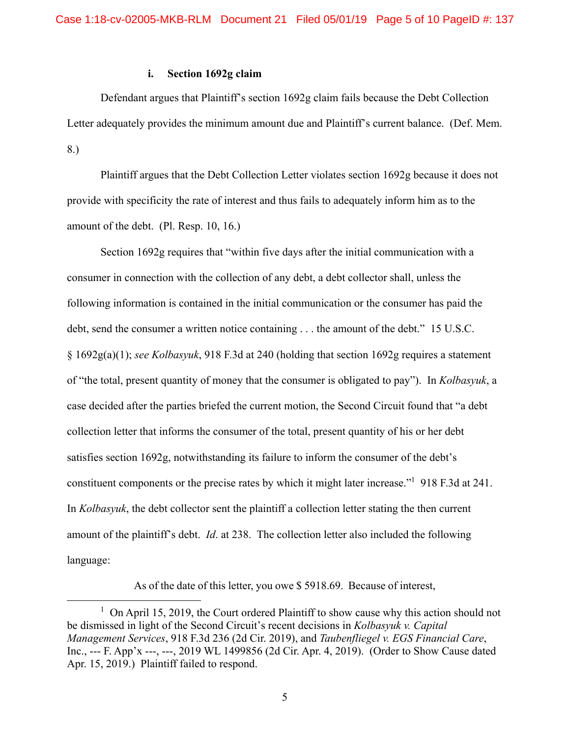#### i. Section 1692g claim

Defendant argues that Plaintiff's section 1692g claim fails because the Debt Collection Letter adequately provides the minimum amount due and Plaintiff's current balance. (Def. Mem. 8.)

Plaintiff argues that the Debt Collection Letter violates section 1692g because it does not provide with specificity the rate of interest and thus fails to adequately inform him as to the amount of the debt. (Pl. Resp. 10, 16.)

Section 1692g requires that "within five days after the initial communication with a consumer in connection with the collection of any debt, a debt collector shall, unless the following information is contained in the initial communication or the consumer has paid the debt, send the consumer a written notice containing . . . the amount of the debt." 15 U.S.C. § 1692g(a)(1); *see Kolbasyuk*, 918 F.3d at 240 (holding that section 1692g requires a statement of "the total, present quantity of money that the consumer is obligated to pay"). In *Kolbasyuk*, a case decided after the parties briefed the current motion, the Second Circuit found that "a debt collection letter that informs the consumer of the total, present quantity of his or her debt satisfies section 1692g, notwithstanding its failure to inform the consumer of the debt's constituent components or the precise rates by which it might later increase."[1] 918 F.3d at 241. In *Kolbasyuk*, the debt collector sent the plaintiff a collection letter stating the then current amount of the plaintiff's debt. *Id*. at 238. The collection letter also included the following language:

> As of the date of this letter, you owe $ 5918.69. Because of interest,

[1] On April 15, 2019, the Court ordered Plaintiff to show cause why this action should not be dismissed in light of the Second Circuit's recent decisions in *Kolbasyuk v. Capital Management Services*, 918 F.3d 236 (2d Cir. 2019), and *Taubenfliegel v. EGS Financial Care*, Inc., --- F. App'x ---, ---, 2019 WL 1499856 (2d Cir. Apr. 4, 2019). (Order to Show Cause dated Apr. 15, 2019.) Plaintiff failed to respond.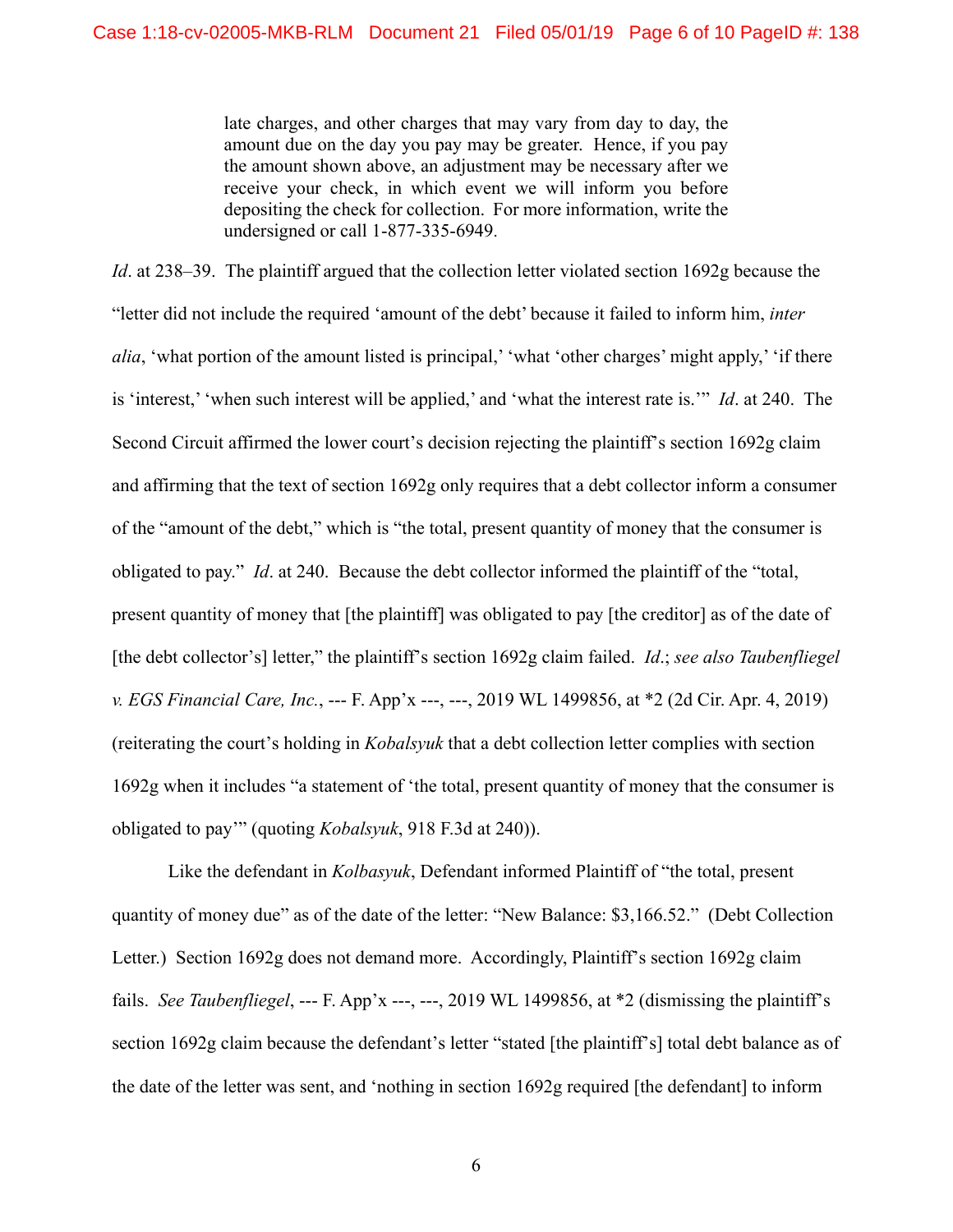> late charges, and other charges that may vary from day to day, the amount due on the day you pay may be greater. Hence, if you pay the amount shown above, an adjustment may be necessary after we receive your check, in which event we will inform you before depositing the check for collection. For more information, write the undersigned or call 1-877-335-6949.

*Id*. at 238–39. The plaintiff argued that the collection letter violated section 1692g because the "letter did not include the required 'amount of the debt' because it failed to inform him, *inter alia*, 'what portion of the amount listed is principal,' 'what 'other charges' might apply,' 'if there is 'interest,' 'when such interest will be applied,' and 'what the interest rate is.'" *Id*. at 240. The Second Circuit affirmed the lower court's decision rejecting the plaintiff's section 1692g claim and affirming that the text of section 1692g only requires that a debt collector inform a consumer of the "amount of the debt," which is "the total, present quantity of money that the consumer is obligated to pay." *Id*. at 240. Because the debt collector informed the plaintiff of the "total, present quantity of money that [the plaintiff] was obligated to pay [the creditor] as of the date of [the debt collector's] letter," the plaintiff's section 1692g claim failed. *Id*.; *see also Taubenfliegel v. EGS Financial Care, Inc.*, --- F. App'x ---, ---, 2019 WL 1499856, at *2 (2d Cir. Apr. 4, 2019) (reiterating the court's holding in *Kobalsyuk* that a debt collection letter complies with section 1692g when it includes "a statement of 'the total, present quantity of money that the consumer is obligated to pay'" (quoting *Kobalsyuk*, 918 F.3d at 240)).

Like the defendant in *Kolbasyuk*, Defendant informed Plaintiff of "the total, present quantity of money due" as of the date of the letter: "New Balance: $3,166.52." (Debt Collection Letter.) Section 1692g does not demand more. Accordingly, Plaintiff's section 1692g claim fails. *See Taubenfliegel*, --- F. App'x ---, ---, 2019 WL 1499856, at *2 (dismissing the plaintiff's section 1692g claim because the defendant's letter "stated [the plaintiff's] total debt balance as of the date of the letter was sent, and 'nothing in section 1692g required [the defendant] to inform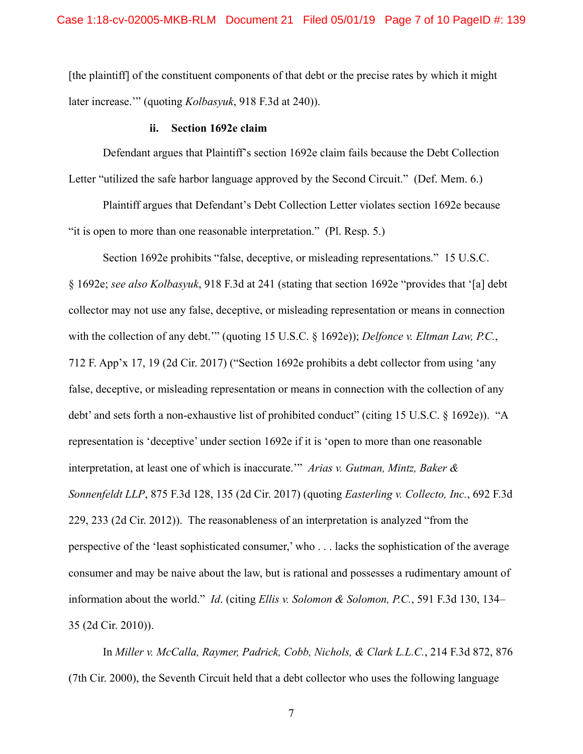[the plaintiff] of the constituent components of that debt or the precise rates by which it might later increase.'" (quoting *Kolbasyuk*, 918 F.3d at 240)).

#### ii. Section 1692e claim

Defendant argues that Plaintiff's section 1692e claim fails because the Debt Collection Letter "utilized the safe harbor language approved by the Second Circuit." (Def. Mem. 6.)

Plaintiff argues that Defendant's Debt Collection Letter violates section 1692e because "it is open to more than one reasonable interpretation." (Pl. Resp. 5.)

Section 1692e prohibits "false, deceptive, or misleading representations." 15 U.S.C. § 1692e; *see also Kolbasyuk*, 918 F.3d at 241 (stating that section 1692e "provides that '[a] debt collector may not use any false, deceptive, or misleading representation or means in connection with the collection of any debt.'" (quoting 15 U.S.C. § 1692e)); *Delfonce v. Eltman Law, P.C.*, 712 F. App'x 17, 19 (2d Cir. 2017) ("Section 1692e prohibits a debt collector from using 'any false, deceptive, or misleading representation or means in connection with the collection of any debt' and sets forth a non-exhaustive list of prohibited conduct" (citing 15 U.S.C. § 1692e)). "A representation is 'deceptive' under section 1692e if it is 'open to more than one reasonable interpretation, at least one of which is inaccurate.'" *Arias v. Gutman, Mintz, Baker & Sonnenfeldt LLP*, 875 F.3d 128, 135 (2d Cir. 2017) (quoting *Easterling v. Collecto, Inc.*, 692 F.3d 229, 233 (2d Cir. 2012)). The reasonableness of an interpretation is analyzed "from the perspective of the 'least sophisticated consumer,' who . . . lacks the sophistication of the average consumer and may be naive about the law, but is rational and possesses a rudimentary amount of information about the world." *Id*. (citing *Ellis v. Solomon & Solomon, P.C.*, 591 F.3d 130, 134–35 (2d Cir. 2010)).

In *Miller v. McCalla, Raymer, Padrick, Cobb, Nichols, & Clark L.L.C.*, 214 F.3d 872, 876 (7th Cir. 2000), the Seventh Circuit held that a debt collector who uses the following language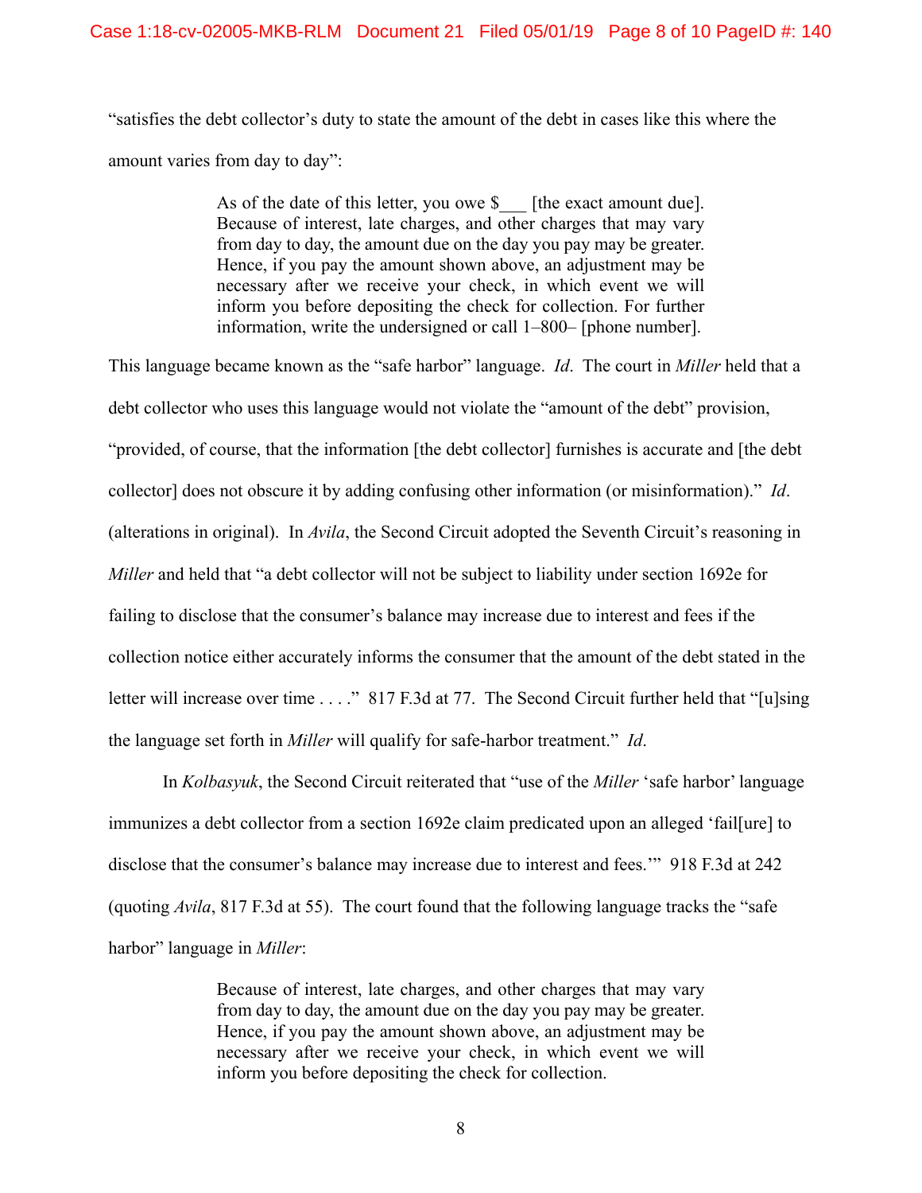"satisfies the debt collector's duty to state the amount of the debt in cases like this where the amount varies from day to day":

> As of the date of this letter, you owe $___ [the exact amount due]. Because of interest, late charges, and other charges that may vary from day to day, the amount due on the day you pay may be greater. Hence, if you pay the amount shown above, an adjustment may be necessary after we receive your check, in which event we will inform you before depositing the check for collection. For further information, write the undersigned or call 1–800– [phone number].

This language became known as the "safe harbor" language. *Id*. The court in *Miller* held that a debt collector who uses this language would not violate the "amount of the debt" provision, "provided, of course, that the information [the debt collector] furnishes is accurate and [the debt collector] does not obscure it by adding confusing other information (or misinformation)." *Id*. (alterations in original). In *Avila*, the Second Circuit adopted the Seventh Circuit's reasoning in *Miller* and held that "a debt collector will not be subject to liability under section 1692e for failing to disclose that the consumer's balance may increase due to interest and fees if the collection notice either accurately informs the consumer that the amount of the debt stated in the letter will increase over time . . . ." 817 F.3d at 77. The Second Circuit further held that "[u]sing the language set forth in *Miller* will qualify for safe-harbor treatment." *Id*.

In *Kolbasyuk*, the Second Circuit reiterated that "use of the *Miller* 'safe harbor' language immunizes a debt collector from a section 1692e claim predicated upon an alleged 'fail[ure] to disclose that the consumer's balance may increase due to interest and fees.'" 918 F.3d at 242 (quoting *Avila*, 817 F.3d at 55). The court found that the following language tracks the "safe harbor" language in *Miller*:

> Because of interest, late charges, and other charges that may vary from day to day, the amount due on the day you pay may be greater. Hence, if you pay the amount shown above, an adjustment may be necessary after we receive your check, in which event we will inform you before depositing the check for collection.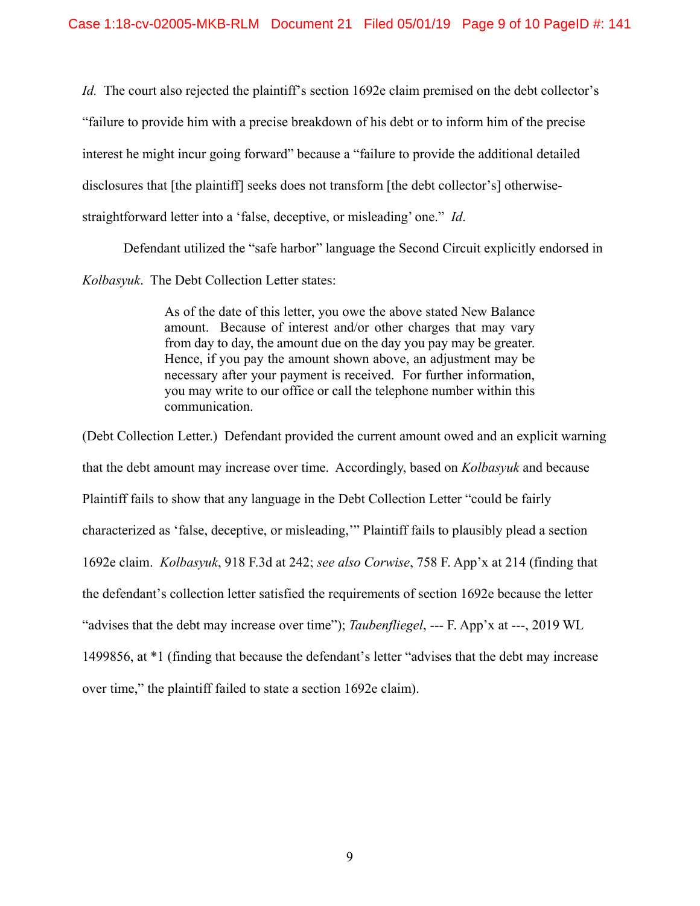*Id.* The court also rejected the plaintiff's section 1692e claim premised on the debt collector's "failure to provide him with a precise breakdown of his debt or to inform him of the precise interest he might incur going forward" because a "failure to provide the additional detailed disclosures that [the plaintiff] seeks does not transform [the debt collector's] otherwise-straightforward letter into a 'false, deceptive, or misleading' one." *Id*.

Defendant utilized the "safe harbor" language the Second Circuit explicitly endorsed in *Kolbasyuk*. The Debt Collection Letter states:

> As of the date of this letter, you owe the above stated New Balance amount. Because of interest and/or other charges that may vary from day to day, the amount due on the day you pay may be greater. Hence, if you pay the amount shown above, an adjustment may be necessary after your payment is received. For further information, you may write to our office or call the telephone number within this communication.

(Debt Collection Letter.) Defendant provided the current amount owed and an explicit warning that the debt amount may increase over time. Accordingly, based on *Kolbasyuk* and because Plaintiff fails to show that any language in the Debt Collection Letter "could be fairly characterized as 'false, deceptive, or misleading,'" Plaintiff fails to plausibly plead a section 1692e claim. *Kolbasyuk*, 918 F.3d at 242; *see also Corwise*, 758 F. App'x at 214 (finding that the defendant's collection letter satisfied the requirements of section 1692e because the letter "advises that the debt may increase over time"); *Taubenfliegel*, --- F. App'x at ---, 2019 WL 1499856, at *1 (finding that because the defendant's letter "advises that the debt may increase over time," the plaintiff failed to state a section 1692e claim).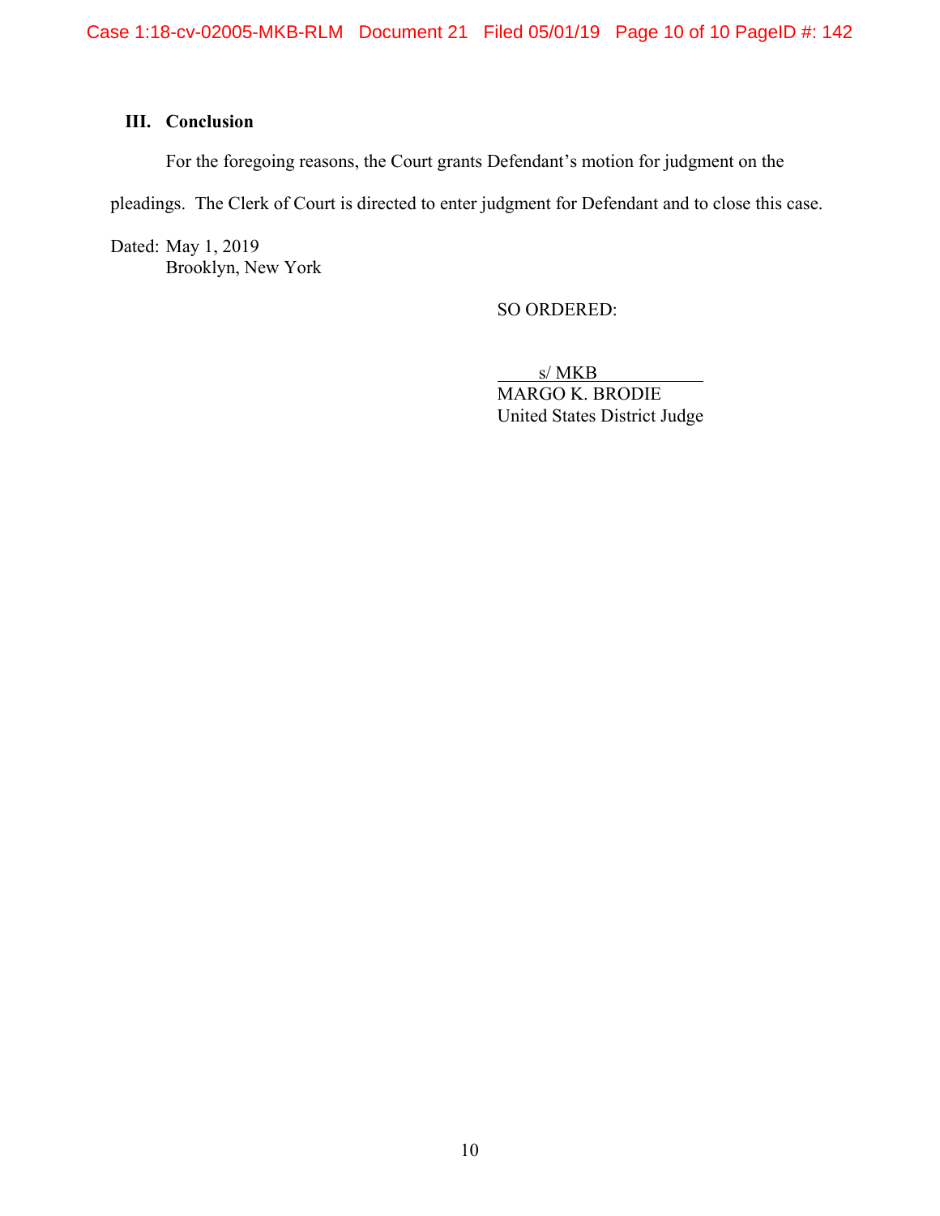## III. Conclusion

For the foregoing reasons, the Court grants Defendant's motion for judgment on the pleadings. The Clerk of Court is directed to enter judgment for Defendant and to close this case.

Dated: May 1, 2019
Brooklyn, New York

SO ORDERED:

s/ MKB
MARGO K. BRODIE
United States District Judge